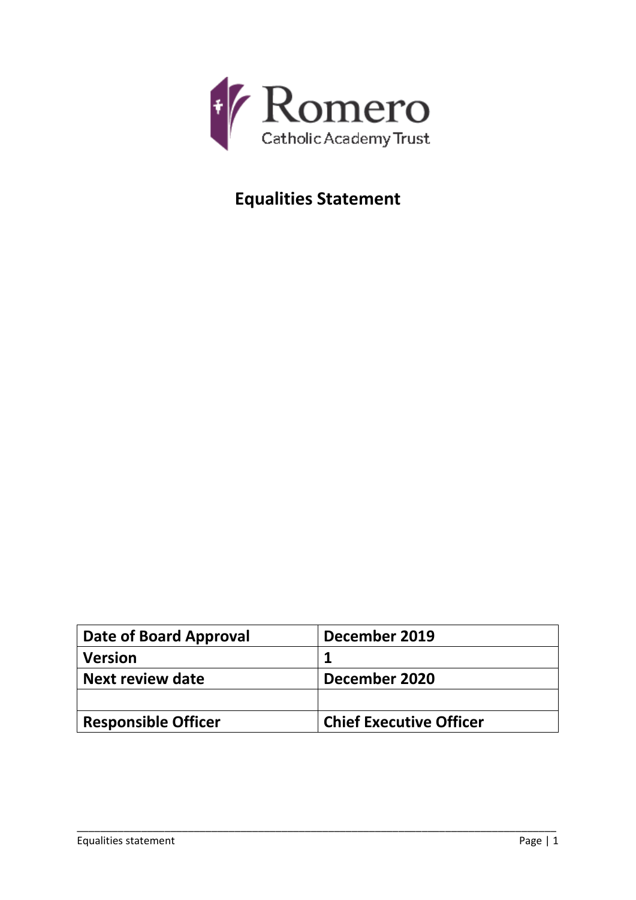Romero

Catholic Academy Trust

# Equalities Statement

| Date of Board Approval | December 2019 |
| --- | --- |
| Version | 1 |
| Next review date | December 2020 |
| | |
| Responsible Officer | Chief Executive Officer |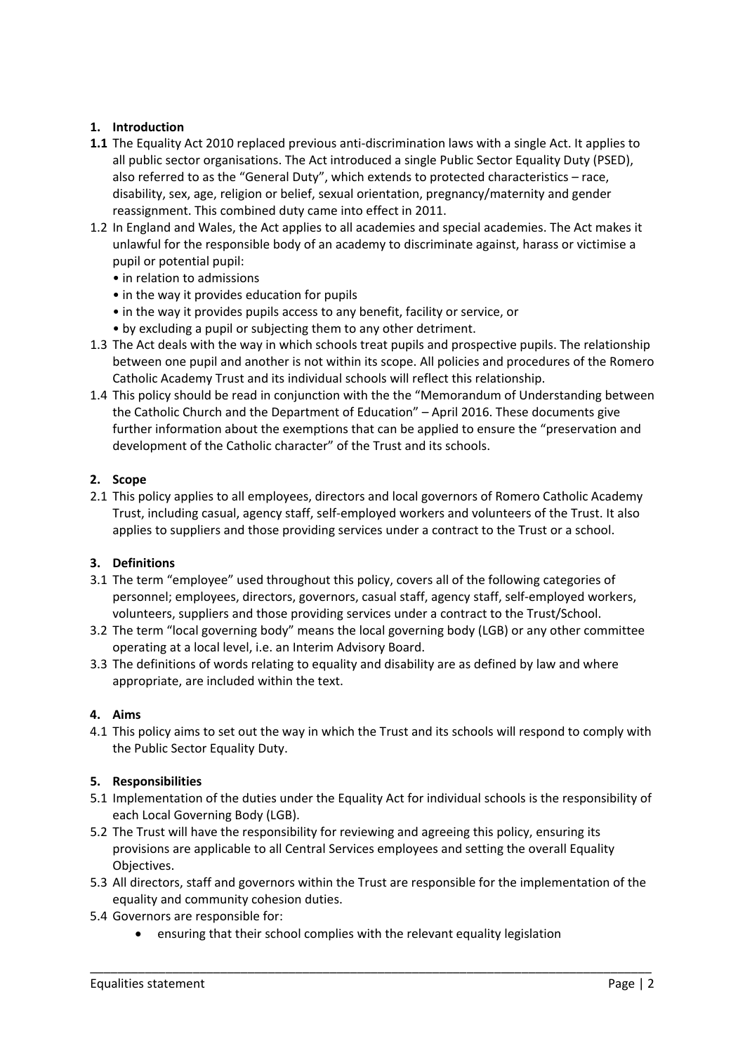## 1. Introduction

**1.1** The Equality Act 2010 replaced previous anti-discrimination laws with a single Act. It applies to all public sector organisations. The Act introduced a single Public Sector Equality Duty (PSED), also referred to as the "General Duty", which extends to protected characteristics – race, disability, sex, age, religion or belief, sexual orientation, pregnancy/maternity and gender reassignment. This combined duty came into effect in 2011.

1.2 In England and Wales, the Act applies to all academies and special academies. The Act makes it unlawful for the responsible body of an academy to discriminate against, harass or victimise a pupil or potential pupil:

- in relation to admissions
- in the way it provides education for pupils
- in the way it provides pupils access to any benefit, facility or service, or
- by excluding a pupil or subjecting them to any other detriment.

1.3 The Act deals with the way in which schools treat pupils and prospective pupils. The relationship between one pupil and another is not within its scope. All policies and procedures of the Romero Catholic Academy Trust and its individual schools will reflect this relationship.

1.4 This policy should be read in conjunction with the the "Memorandum of Understanding between the Catholic Church and the Department of Education" – April 2016. These documents give further information about the exemptions that can be applied to ensure the "preservation and development of the Catholic character" of the Trust and its schools.

## 2. Scope

2.1 This policy applies to all employees, directors and local governors of Romero Catholic Academy Trust, including casual, agency staff, self-employed workers and volunteers of the Trust. It also applies to suppliers and those providing services under a contract to the Trust or a school.

## 3. Definitions

3.1 The term "employee" used throughout this policy, covers all of the following categories of personnel; employees, directors, governors, casual staff, agency staff, self-employed workers, volunteers, suppliers and those providing services under a contract to the Trust/School.

3.2 The term "local governing body" means the local governing body (LGB) or any other committee operating at a local level, i.e. an Interim Advisory Board.

3.3 The definitions of words relating to equality and disability are as defined by law and where appropriate, are included within the text.

## 4. Aims

4.1 This policy aims to set out the way in which the Trust and its schools will respond to comply with the Public Sector Equality Duty.

## 5. Responsibilities

5.1 Implementation of the duties under the Equality Act for individual schools is the responsibility of each Local Governing Body (LGB).

5.2 The Trust will have the responsibility for reviewing and agreeing this policy, ensuring its provisions are applicable to all Central Services employees and setting the overall Equality Objectives.

5.3 All directors, staff and governors within the Trust are responsible for the implementation of the equality and community cohesion duties.

5.4 Governors are responsible for:

- ensuring that their school complies with the relevant equality legislation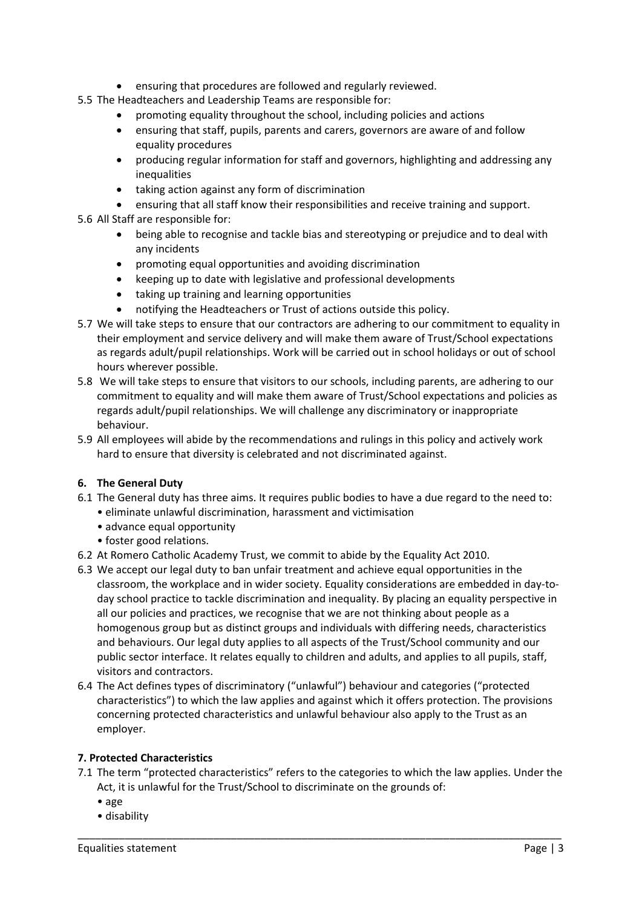- ensuring that procedures are followed and regularly reviewed.

5.5 The Headteachers and Leadership Teams are responsible for:

- promoting equality throughout the school, including policies and actions
- ensuring that staff, pupils, parents and carers, governors are aware of and follow equality procedures
- producing regular information for staff and governors, highlighting and addressing any inequalities
- taking action against any form of discrimination
- ensuring that all staff know their responsibilities and receive training and support.

5.6 All Staff are responsible for:

- being able to recognise and tackle bias and stereotyping or prejudice and to deal with any incidents
- promoting equal opportunities and avoiding discrimination
- keeping up to date with legislative and professional developments
- taking up training and learning opportunities
- notifying the Headteachers or Trust of actions outside this policy.

5.7 We will take steps to ensure that our contractors are adhering to our commitment to equality in their employment and service delivery and will make them aware of Trust/School expectations as regards adult/pupil relationships. Work will be carried out in school holidays or out of school hours wherever possible.

5.8 We will take steps to ensure that visitors to our schools, including parents, are adhering to our commitment to equality and will make them aware of Trust/School expectations and policies as regards adult/pupil relationships. We will challenge any discriminatory or inappropriate behaviour.

5.9 All employees will abide by the recommendations and rulings in this policy and actively work hard to ensure that diversity is celebrated and not discriminated against.

## 6. The General Duty

6.1 The General duty has three aims. It requires public bodies to have a due regard to the need to:

- eliminate unlawful discrimination, harassment and victimisation
- advance equal opportunity
- foster good relations.

6.2 At Romero Catholic Academy Trust, we commit to abide by the Equality Act 2010.

6.3 We accept our legal duty to ban unfair treatment and achieve equal opportunities in the classroom, the workplace and in wider society. Equality considerations are embedded in day-to-day school practice to tackle discrimination and inequality. By placing an equality perspective in all our policies and practices, we recognise that we are not thinking about people as a homogenous group but as distinct groups and individuals with differing needs, characteristics and behaviours. Our legal duty applies to all aspects of the Trust/School community and our public sector interface. It relates equally to children and adults, and applies to all pupils, staff, visitors and contractors.

6.4 The Act defines types of discriminatory ("unlawful") behaviour and categories ("protected characteristics") to which the law applies and against which it offers protection. The provisions concerning protected characteristics and unlawful behaviour also apply to the Trust as an employer.

## 7. Protected Characteristics

7.1 The term "protected characteristics" refers to the categories to which the law applies. Under the Act, it is unlawful for the Trust/School to discriminate on the grounds of:

- age
- disability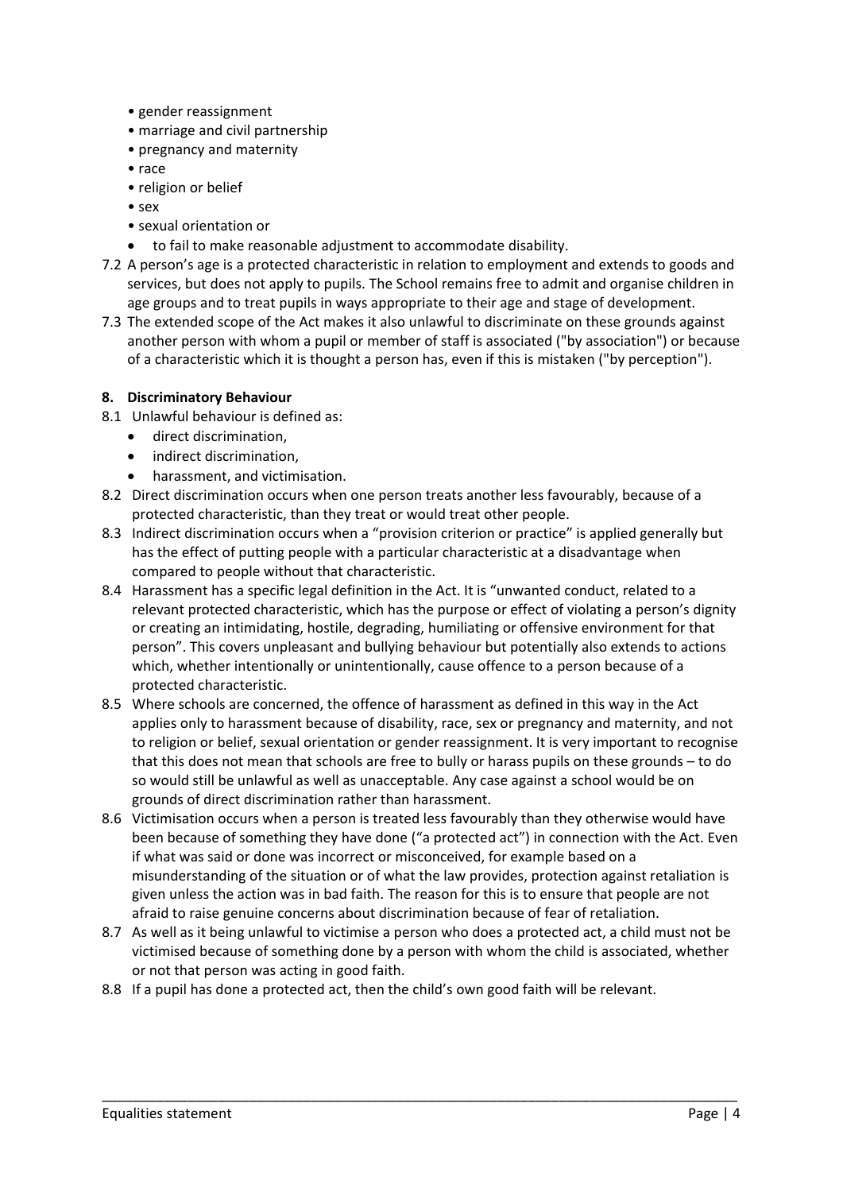- gender reassignment
- marriage and civil partnership
- pregnancy and maternity
- race
- religion or belief
- sex
- sexual orientation or
- to fail to make reasonable adjustment to accommodate disability.

7.2 A person's age is a protected characteristic in relation to employment and extends to goods and services, but does not apply to pupils. The School remains free to admit and organise children in age groups and to treat pupils in ways appropriate to their age and stage of development.

7.3 The extended scope of the Act makes it also unlawful to discriminate on these grounds against another person with whom a pupil or member of staff is associated ("by association") or because of a characteristic which it is thought a person has, even if this is mistaken ("by perception").

**8. Discriminatory Behaviour**

8.1 Unlawful behaviour is defined as:

- direct discrimination,
- indirect discrimination,
- harassment, and victimisation.

8.2 Direct discrimination occurs when one person treats another less favourably, because of a protected characteristic, than they treat or would treat other people.

8.3 Indirect discrimination occurs when a "provision criterion or practice" is applied generally but has the effect of putting people with a particular characteristic at a disadvantage when compared to people without that characteristic.

8.4 Harassment has a specific legal definition in the Act. It is "unwanted conduct, related to a relevant protected characteristic, which has the purpose or effect of violating a person's dignity or creating an intimidating, hostile, degrading, humiliating or offensive environment for that person". This covers unpleasant and bullying behaviour but potentially also extends to actions which, whether intentionally or unintentionally, cause offence to a person because of a protected characteristic.

8.5 Where schools are concerned, the offence of harassment as defined in this way in the Act applies only to harassment because of disability, race, sex or pregnancy and maternity, and not to religion or belief, sexual orientation or gender reassignment. It is very important to recognise that this does not mean that schools are free to bully or harass pupils on these grounds – to do so would still be unlawful as well as unacceptable. Any case against a school would be on grounds of direct discrimination rather than harassment.

8.6 Victimisation occurs when a person is treated less favourably than they otherwise would have been because of something they have done ("a protected act") in connection with the Act. Even if what was said or done was incorrect or misconceived, for example based on a misunderstanding of the situation or of what the law provides, protection against retaliation is given unless the action was in bad faith. The reason for this is to ensure that people are not afraid to raise genuine concerns about discrimination because of fear of retaliation.

8.7 As well as it being unlawful to victimise a person who does a protected act, a child must not be victimised because of something done by a person with whom the child is associated, whether or not that person was acting in good faith.

8.8 If a pupil has done a protected act, then the child's own good faith will be relevant.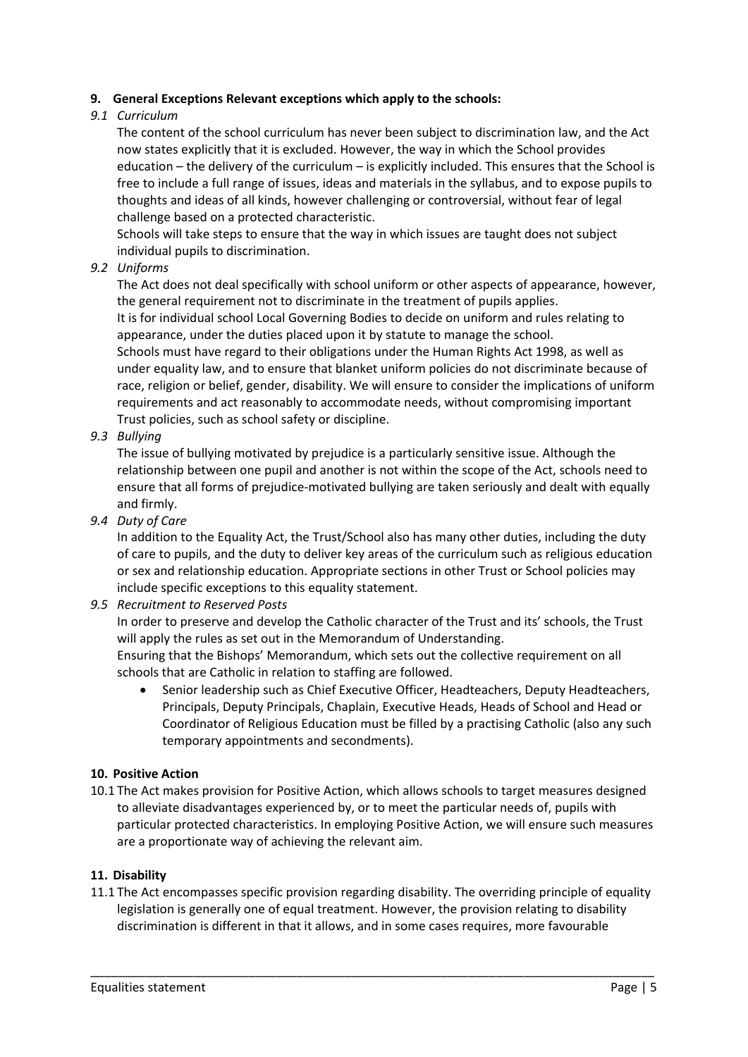## 9. General Exceptions Relevant exceptions which apply to the schools:

*9.1 Curriculum*

The content of the school curriculum has never been subject to discrimination law, and the Act now states explicitly that it is excluded. However, the way in which the School provides education – the delivery of the curriculum – is explicitly included. This ensures that the School is free to include a full range of issues, ideas and materials in the syllabus, and to expose pupils to thoughts and ideas of all kinds, however challenging or controversial, without fear of legal challenge based on a protected characteristic.

Schools will take steps to ensure that the way in which issues are taught does not subject individual pupils to discrimination.

*9.2 Uniforms*

The Act does not deal specifically with school uniform or other aspects of appearance, however, the general requirement not to discriminate in the treatment of pupils applies.

It is for individual school Local Governing Bodies to decide on uniform and rules relating to appearance, under the duties placed upon it by statute to manage the school.

Schools must have regard to their obligations under the Human Rights Act 1998, as well as under equality law, and to ensure that blanket uniform policies do not discriminate because of race, religion or belief, gender, disability. We will ensure to consider the implications of uniform requirements and act reasonably to accommodate needs, without compromising important Trust policies, such as school safety or discipline.

*9.3 Bullying*

The issue of bullying motivated by prejudice is a particularly sensitive issue. Although the relationship between one pupil and another is not within the scope of the Act, schools need to ensure that all forms of prejudice-motivated bullying are taken seriously and dealt with equally and firmly.

*9.4 Duty of Care*

In addition to the Equality Act, the Trust/School also has many other duties, including the duty of care to pupils, and the duty to deliver key areas of the curriculum such as religious education or sex and relationship education. Appropriate sections in other Trust or School policies may include specific exceptions to this equality statement.

*9.5 Recruitment to Reserved Posts*

In order to preserve and develop the Catholic character of the Trust and its' schools, the Trust will apply the rules as set out in the Memorandum of Understanding.

Ensuring that the Bishops' Memorandum, which sets out the collective requirement on all schools that are Catholic in relation to staffing are followed.

- Senior leadership such as Chief Executive Officer, Headteachers, Deputy Headteachers, Principals, Deputy Principals, Chaplain, Executive Heads, Heads of School and Head or Coordinator of Religious Education must be filled by a practising Catholic (also any such temporary appointments and secondments).

## 10. Positive Action

10.1 The Act makes provision for Positive Action, which allows schools to target measures designed to alleviate disadvantages experienced by, or to meet the particular needs of, pupils with particular protected characteristics. In employing Positive Action, we will ensure such measures are a proportionate way of achieving the relevant aim.

## 11. Disability

11.1 The Act encompasses specific provision regarding disability. The overriding principle of equality legislation is generally one of equal treatment. However, the provision relating to disability discrimination is different in that it allows, and in some cases requires, more favourable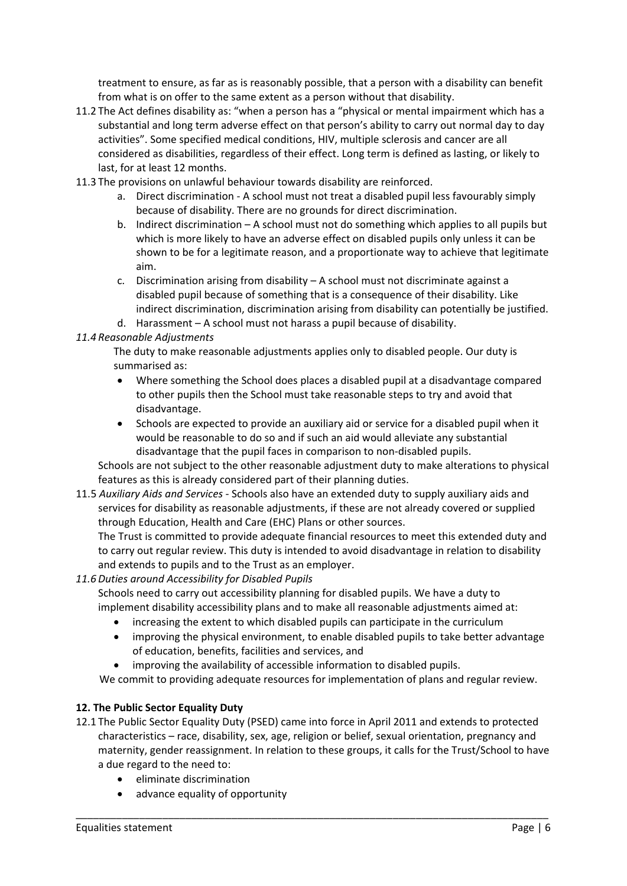treatment to ensure, as far as is reasonably possible, that a person with a disability can benefit from what is on offer to the same extent as a person without that disability.

11.2 The Act defines disability as: "when a person has a "physical or mental impairment which has a substantial and long term adverse effect on that person's ability to carry out normal day to day activities". Some specified medical conditions, HIV, multiple sclerosis and cancer are all considered as disabilities, regardless of their effect. Long term is defined as lasting, or likely to last, for at least 12 months.

11.3 The provisions on unlawful behaviour towards disability are reinforced.

a. Direct discrimination - A school must not treat a disabled pupil less favourably simply because of disability. There are no grounds for direct discrimination.
b. Indirect discrimination – A school must not do something which applies to all pupils but which is more likely to have an adverse effect on disabled pupils only unless it can be shown to be for a legitimate reason, and a proportionate way to achieve that legitimate aim.
c. Discrimination arising from disability – A school must not discriminate against a disabled pupil because of something that is a consequence of their disability. Like indirect discrimination, discrimination arising from disability can potentially be justified.
d. Harassment – A school must not harass a pupil because of disability.

*11.4 Reasonable Adjustments*

The duty to make reasonable adjustments applies only to disabled people. Our duty is summarised as:

- Where something the School does places a disabled pupil at a disadvantage compared to other pupils then the School must take reasonable steps to try and avoid that disadvantage.
- Schools are expected to provide an auxiliary aid or service for a disabled pupil when it would be reasonable to do so and if such an aid would alleviate any substantial disadvantage that the pupil faces in comparison to non-disabled pupils.

Schools are not subject to the other reasonable adjustment duty to make alterations to physical features as this is already considered part of their planning duties.

11.5 *Auxiliary Aids and Services* - Schools also have an extended duty to supply auxiliary aids and services for disability as reasonable adjustments, if these are not already covered or supplied through Education, Health and Care (EHC) Plans or other sources.

The Trust is committed to provide adequate financial resources to meet this extended duty and to carry out regular review. This duty is intended to avoid disadvantage in relation to disability and extends to pupils and to the Trust as an employer.

*11.6 Duties around Accessibility for Disabled Pupils*

Schools need to carry out accessibility planning for disabled pupils. We have a duty to implement disability accessibility plans and to make all reasonable adjustments aimed at:

- increasing the extent to which disabled pupils can participate in the curriculum
- improving the physical environment, to enable disabled pupils to take better advantage of education, benefits, facilities and services, and
- improving the availability of accessible information to disabled pupils.

We commit to providing adequate resources for implementation of plans and regular review.

**12. The Public Sector Equality Duty**

12.1 The Public Sector Equality Duty (PSED) came into force in April 2011 and extends to protected characteristics – race, disability, sex, age, religion or belief, sexual orientation, pregnancy and maternity, gender reassignment. In relation to these groups, it calls for the Trust/School to have a due regard to the need to:

- eliminate discrimination
- advance equality of opportunity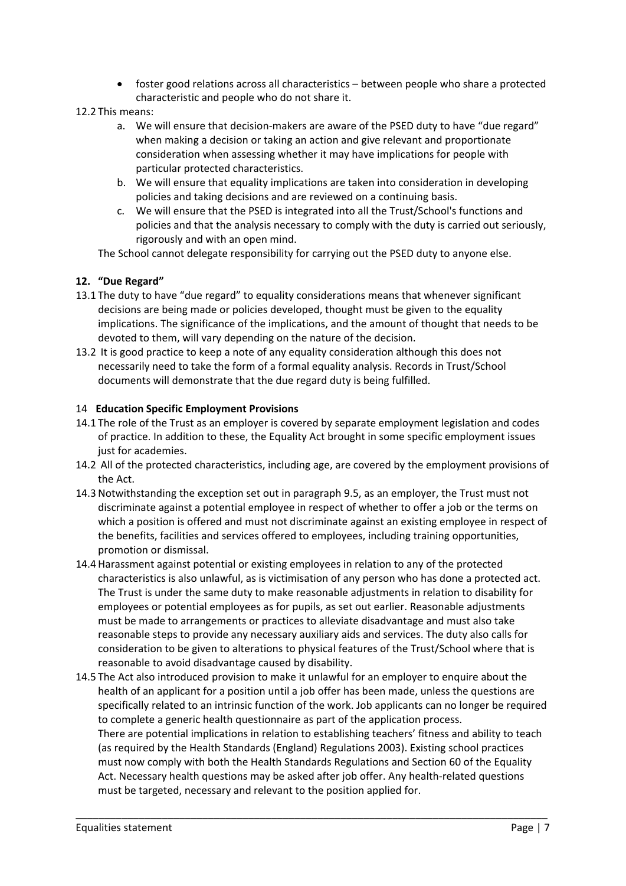- foster good relations across all characteristics – between people who share a protected characteristic and people who do not share it.

12.2 This means:

a. We will ensure that decision-makers are aware of the PSED duty to have "due regard" when making a decision or taking an action and give relevant and proportionate consideration when assessing whether it may have implications for people with particular protected characteristics.

b. We will ensure that equality implications are taken into consideration in developing policies and taking decisions and are reviewed on a continuing basis.

c. We will ensure that the PSED is integrated into all the Trust/School's functions and policies and that the analysis necessary to comply with the duty is carried out seriously, rigorously and with an open mind.

The School cannot delegate responsibility for carrying out the PSED duty to anyone else.

## 12. "Due Regard"

13.1 The duty to have "due regard" to equality considerations means that whenever significant decisions are being made or policies developed, thought must be given to the equality implications. The significance of the implications, and the amount of thought that needs to be devoted to them, will vary depending on the nature of the decision.

13.2 It is good practice to keep a note of any equality consideration although this does not necessarily need to take the form of a formal equality analysis. Records in Trust/School documents will demonstrate that the due regard duty is being fulfilled.

## 14 Education Specific Employment Provisions

14.1 The role of the Trust as an employer is covered by separate employment legislation and codes of practice. In addition to these, the Equality Act brought in some specific employment issues just for academies.

14.2 All of the protected characteristics, including age, are covered by the employment provisions of the Act.

14.3 Notwithstanding the exception set out in paragraph 9.5, as an employer, the Trust must not discriminate against a potential employee in respect of whether to offer a job or the terms on which a position is offered and must not discriminate against an existing employee in respect of the benefits, facilities and services offered to employees, including training opportunities, promotion or dismissal.

14.4 Harassment against potential or existing employees in relation to any of the protected characteristics is also unlawful, as is victimisation of any person who has done a protected act. The Trust is under the same duty to make reasonable adjustments in relation to disability for employees or potential employees as for pupils, as set out earlier. Reasonable adjustments must be made to arrangements or practices to alleviate disadvantage and must also take reasonable steps to provide any necessary auxiliary aids and services. The duty also calls for consideration to be given to alterations to physical features of the Trust/School where that is reasonable to avoid disadvantage caused by disability.

14.5 The Act also introduced provision to make it unlawful for an employer to enquire about the health of an applicant for a position until a job offer has been made, unless the questions are specifically related to an intrinsic function of the work. Job applicants can no longer be required to complete a generic health questionnaire as part of the application process.

There are potential implications in relation to establishing teachers' fitness and ability to teach (as required by the Health Standards (England) Regulations 2003). Existing school practices must now comply with both the Health Standards Regulations and Section 60 of the Equality Act. Necessary health questions may be asked after job offer. Any health-related questions must be targeted, necessary and relevant to the position applied for.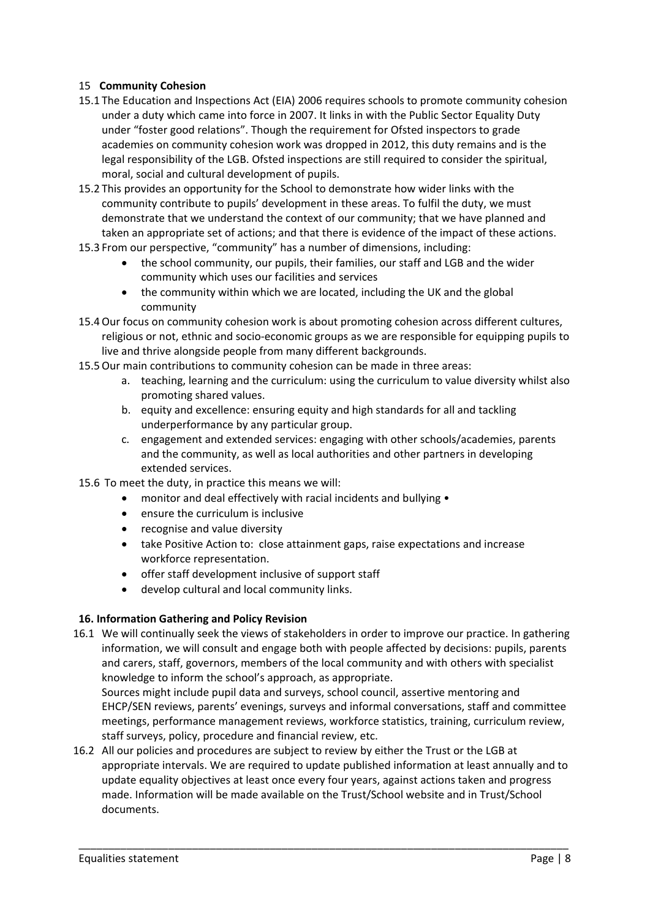## 15 **Community Cohesion**

15.1 The Education and Inspections Act (EIA) 2006 requires schools to promote community cohesion under a duty which came into force in 2007. It links in with the Public Sector Equality Duty under "foster good relations". Though the requirement for Ofsted inspectors to grade academies on community cohesion work was dropped in 2012, this duty remains and is the legal responsibility of the LGB. Ofsted inspections are still required to consider the spiritual, moral, social and cultural development of pupils.

15.2 This provides an opportunity for the School to demonstrate how wider links with the community contribute to pupils' development in these areas. To fulfil the duty, we must demonstrate that we understand the context of our community; that we have planned and taken an appropriate set of actions; and that there is evidence of the impact of these actions.

15.3 From our perspective, "community" has a number of dimensions, including:

- the school community, our pupils, their families, our staff and LGB and the wider community which uses our facilities and services
- the community within which we are located, including the UK and the global community

15.4 Our focus on community cohesion work is about promoting cohesion across different cultures, religious or not, ethnic and socio-economic groups as we are responsible for equipping pupils to live and thrive alongside people from many different backgrounds.

15.5 Our main contributions to community cohesion can be made in three areas:

a. teaching, learning and the curriculum: using the curriculum to value diversity whilst also promoting shared values.
b. equity and excellence: ensuring equity and high standards for all and tackling underperformance by any particular group.
c. engagement and extended services: engaging with other schools/academies, parents and the community, as well as local authorities and other partners in developing extended services.

15.6 To meet the duty, in practice this means we will:

- monitor and deal effectively with racial incidents and bullying •
- ensure the curriculum is inclusive
- recognise and value diversity
- take Positive Action to: close attainment gaps, raise expectations and increase workforce representation.
- offer staff development inclusive of support staff
- develop cultural and local community links.

## **16. Information Gathering and Policy Revision**

16.1 We will continually seek the views of stakeholders in order to improve our practice. In gathering information, we will consult and engage both with people affected by decisions: pupils, parents and carers, staff, governors, members of the local community and with others with specialist knowledge to inform the school's approach, as appropriate.
Sources might include pupil data and surveys, school council, assertive mentoring and EHCP/SEN reviews, parents' evenings, surveys and informal conversations, staff and committee meetings, performance management reviews, workforce statistics, training, curriculum review, staff surveys, policy, procedure and financial review, etc.

16.2 All our policies and procedures are subject to review by either the Trust or the LGB at appropriate intervals. We are required to update published information at least annually and to update equality objectives at least once every four years, against actions taken and progress made. Information will be made available on the Trust/School website and in Trust/School documents.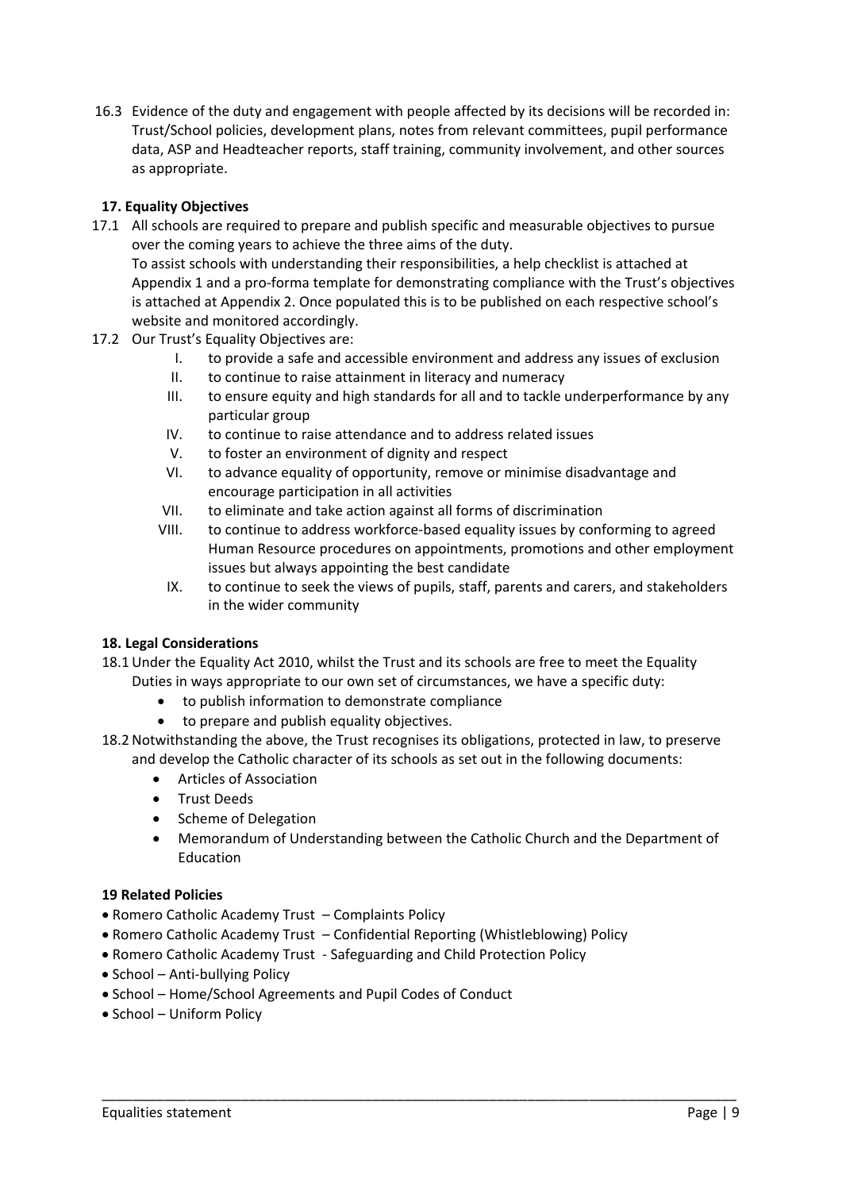16.3 Evidence of the duty and engagement with people affected by its decisions will be recorded in: Trust/School policies, development plans, notes from relevant committees, pupil performance data, ASP and Headteacher reports, staff training, community involvement, and other sources as appropriate.

**17. Equality Objectives**

17.1 All schools are required to prepare and publish specific and measurable objectives to pursue over the coming years to achieve the three aims of the duty.
To assist schools with understanding their responsibilities, a help checklist is attached at Appendix 1 and a pro-forma template for demonstrating compliance with the Trust's objectives is attached at Appendix 2. Once populated this is to be published on each respective school's website and monitored accordingly.

17.2 Our Trust's Equality Objectives are:

- I. to provide a safe and accessible environment and address any issues of exclusion
- II. to continue to raise attainment in literacy and numeracy
- III. to ensure equity and high standards for all and to tackle underperformance by any particular group
- IV. to continue to raise attendance and to address related issues
- V. to foster an environment of dignity and respect
- VI. to advance equality of opportunity, remove or minimise disadvantage and encourage participation in all activities
- VII. to eliminate and take action against all forms of discrimination
- VIII. to continue to address workforce-based equality issues by conforming to agreed Human Resource procedures on appointments, promotions and other employment issues but always appointing the best candidate
- IX. to continue to seek the views of pupils, staff, parents and carers, and stakeholders in the wider community

**18. Legal Considerations**

18.1 Under the Equality Act 2010, whilst the Trust and its schools are free to meet the Equality Duties in ways appropriate to our own set of circumstances, we have a specific duty:

- to publish information to demonstrate compliance
- to prepare and publish equality objectives.

18.2 Notwithstanding the above, the Trust recognises its obligations, protected in law, to preserve and develop the Catholic character of its schools as set out in the following documents:

- Articles of Association
- Trust Deeds
- Scheme of Delegation
- Memorandum of Understanding between the Catholic Church and the Department of Education

**19 Related Policies**

- Romero Catholic Academy Trust – Complaints Policy
- Romero Catholic Academy Trust – Confidential Reporting (Whistleblowing) Policy
- Romero Catholic Academy Trust - Safeguarding and Child Protection Policy
- School – Anti-bullying Policy
- School – Home/School Agreements and Pupil Codes of Conduct
- School – Uniform Policy